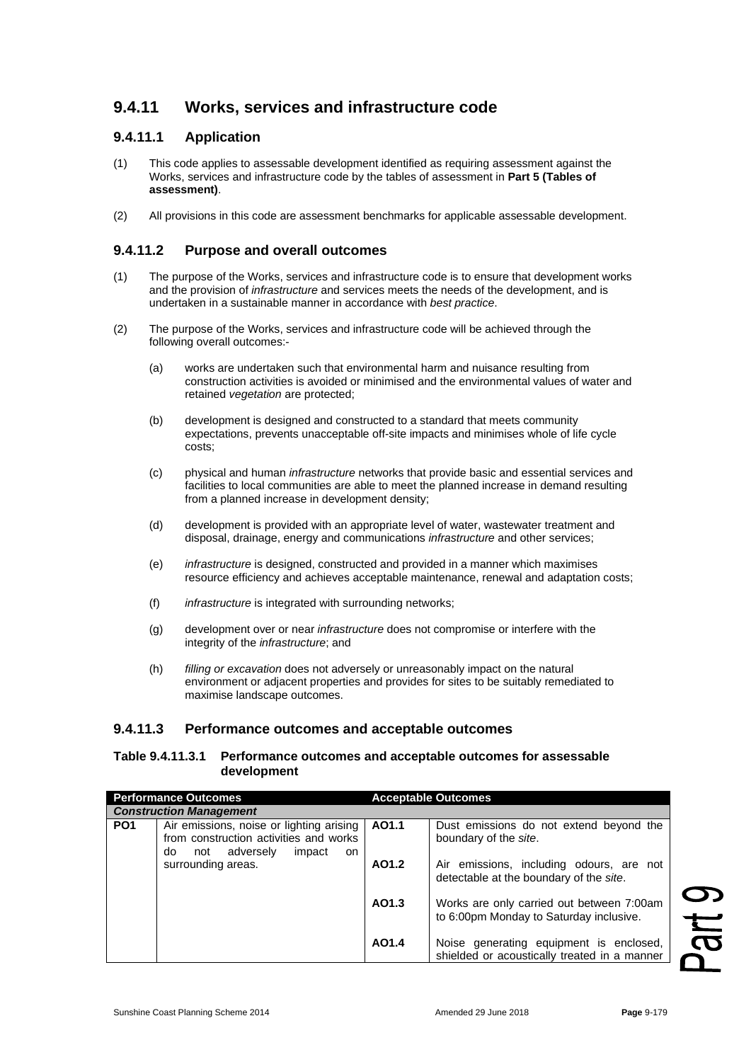## 9.4.11 Works, services and infrastructure code

### 9.4.11.1 Application

(1) This code applies to assessable development identified as requiring assessment against the Works, services and infrastructure code by the tables of assessment in **Part 5 (Tables of assessment)**.

(2) All provisions in this code are assessment benchmarks for applicable assessable development.

### 9.4.11.2 Purpose and overall outcomes

(1) The purpose of the Works, services and infrastructure code is to ensure that development works and the provision of *infrastructure* and services meets the needs of the development, and is undertaken in a sustainable manner in accordance with *best practice*.

(2) The purpose of the Works, services and infrastructure code will be achieved through the following overall outcomes:-

(a) works are undertaken such that environmental harm and nuisance resulting from construction activities is avoided or minimised and the environmental values of water and retained *vegetation* are protected;

(b) development is designed and constructed to a standard that meets community expectations, prevents unacceptable off-site impacts and minimises whole of life cycle costs;

(c) physical and human *infrastructure* networks that provide basic and essential services and facilities to local communities are able to meet the planned increase in demand resulting from a planned increase in development density;

(d) development is provided with an appropriate level of water, wastewater treatment and disposal, drainage, energy and communications *infrastructure* and other services;

(e) *infrastructure* is designed, constructed and provided in a manner which maximises resource efficiency and achieves acceptable maintenance, renewal and adaptation costs;

(f) *infrastructure* is integrated with surrounding networks;

(g) development over or near *infrastructure* does not compromise or interfere with the integrity of the *infrastructure*; and

(h) *filling or excavation* does not adversely or unreasonably impact on the natural environment or adjacent properties and provides for sites to be suitably remediated to maximise landscape outcomes.

### 9.4.11.3 Performance outcomes and acceptable outcomes

**Table 9.4.11.3.1 Performance outcomes and acceptable outcomes for assessable development**

| Performance Outcomes | | Acceptable Outcomes | |
|---|---|---|---|
| ***Construction Management*** | | | |
| **PO1** | Air emissions, noise or lighting arising from construction activities and works do not adversely impact on surrounding areas. | **AO1.1** | Dust emissions do not extend beyond the boundary of the *site*. |
| | | **AO1.2** | Air emissions, including odours, are not detectable at the boundary of the *site*. |
| | | **AO1.3** | Works are only carried out between 7:00am to 6:00pm Monday to Saturday inclusive. |
| | | **AO1.4** | Noise generating equipment is enclosed, shielded or acoustically treated in a manner |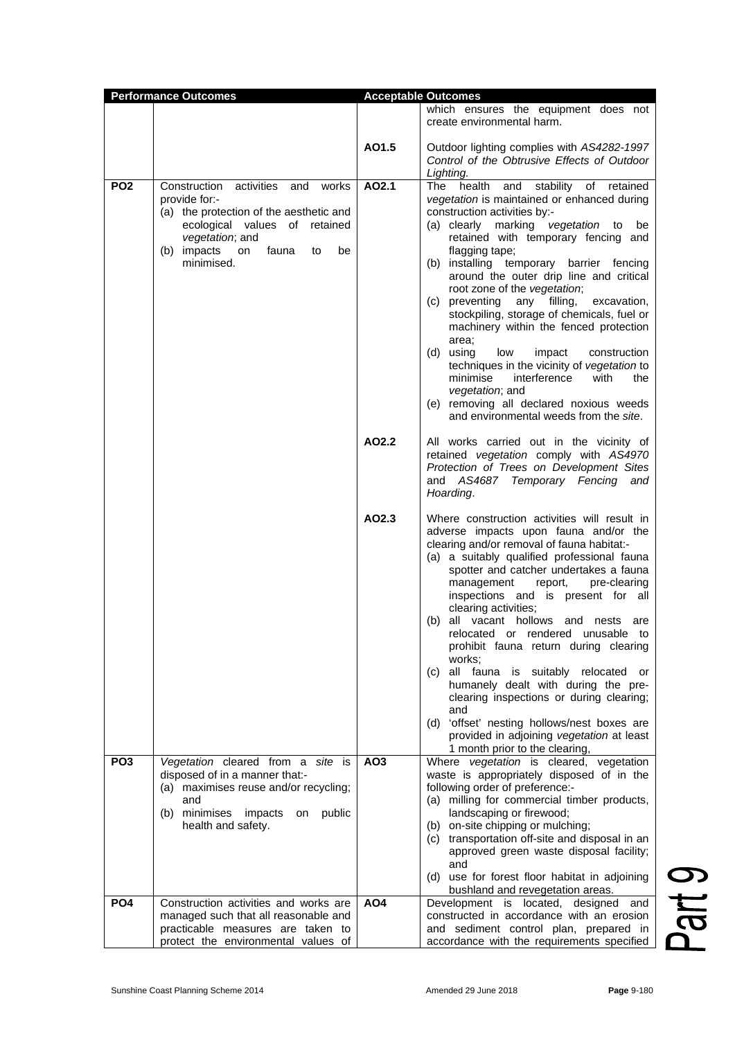| Performance Outcomes | | Acceptable Outcomes | |
|---|---|---|---|
| | | | which ensures the equipment does not create environmental harm. |
| | | AO1.5 | Outdoor lighting complies with *AS4282-1997 Control of the Obtrusive Effects of Outdoor Lighting.* |
| **PO2** | Construction activities and works provide for:-<br>(a) the protection of the aesthetic and ecological values of retained *vegetation*; and<br>(b) impacts on fauna to be minimised. | **AO2.1** | The health and stability of retained *vegetation* is maintained or enhanced during construction activities by:-<br>(a) clearly marking *vegetation* to be retained with temporary fencing and flagging tape;<br>(b) installing temporary barrier fencing around the outer drip line and critical root zone of the *vegetation*;<br>(c) preventing any filling, excavation, stockpiling, storage of chemicals, fuel or machinery within the fenced protection area;<br>(d) using low impact construction techniques in the vicinity of *vegetation* to minimise interference with the *vegetation*; and<br>(e) removing all declared noxious weeds and environmental weeds from the *site*. |
| | | **AO2.2** | All works carried out in the vicinity of retained *vegetation* comply with *AS4970 Protection of Trees on Development Sites* and *AS4687 Temporary Fencing and Hoarding*. |
| | | **AO2.3** | Where construction activities will result in adverse impacts upon fauna and/or the clearing and/or removal of fauna habitat:-<br>(a) a suitably qualified professional fauna spotter and catcher undertakes a fauna management report, pre-clearing inspections and is present for all clearing activities;<br>(b) all vacant hollows and nests are relocated or rendered unusable to prohibit fauna return during clearing works;<br>(c) all fauna is suitably relocated or humanely dealt with during the pre-clearing inspections or during clearing; and<br>(d) 'offset' nesting hollows/nest boxes are provided in adjoining *vegetation* at least 1 month prior to the clearing, |
| **PO3** | *Vegetation* cleared from a *site* is disposed of in a manner that:-<br>(a) maximises reuse and/or recycling; and<br>(b) minimises impacts on public health and safety. | **AO3** | Where *vegetation* is cleared, vegetation waste is appropriately disposed of in the following order of preference:-<br>(a) milling for commercial timber products, landscaping or firewood;<br>(b) on-site chipping or mulching;<br>(c) transportation off-site and disposal in an approved green waste disposal facility; and<br>(d) use for forest floor habitat in adjoining bushland and revegetation areas. |
| **PO4** | Construction activities and works are managed such that all reasonable and practicable measures are taken to protect the environmental values of | **AO4** | Development is located, designed and constructed in accordance with an erosion and sediment control plan, prepared in accordance with the requirements specified |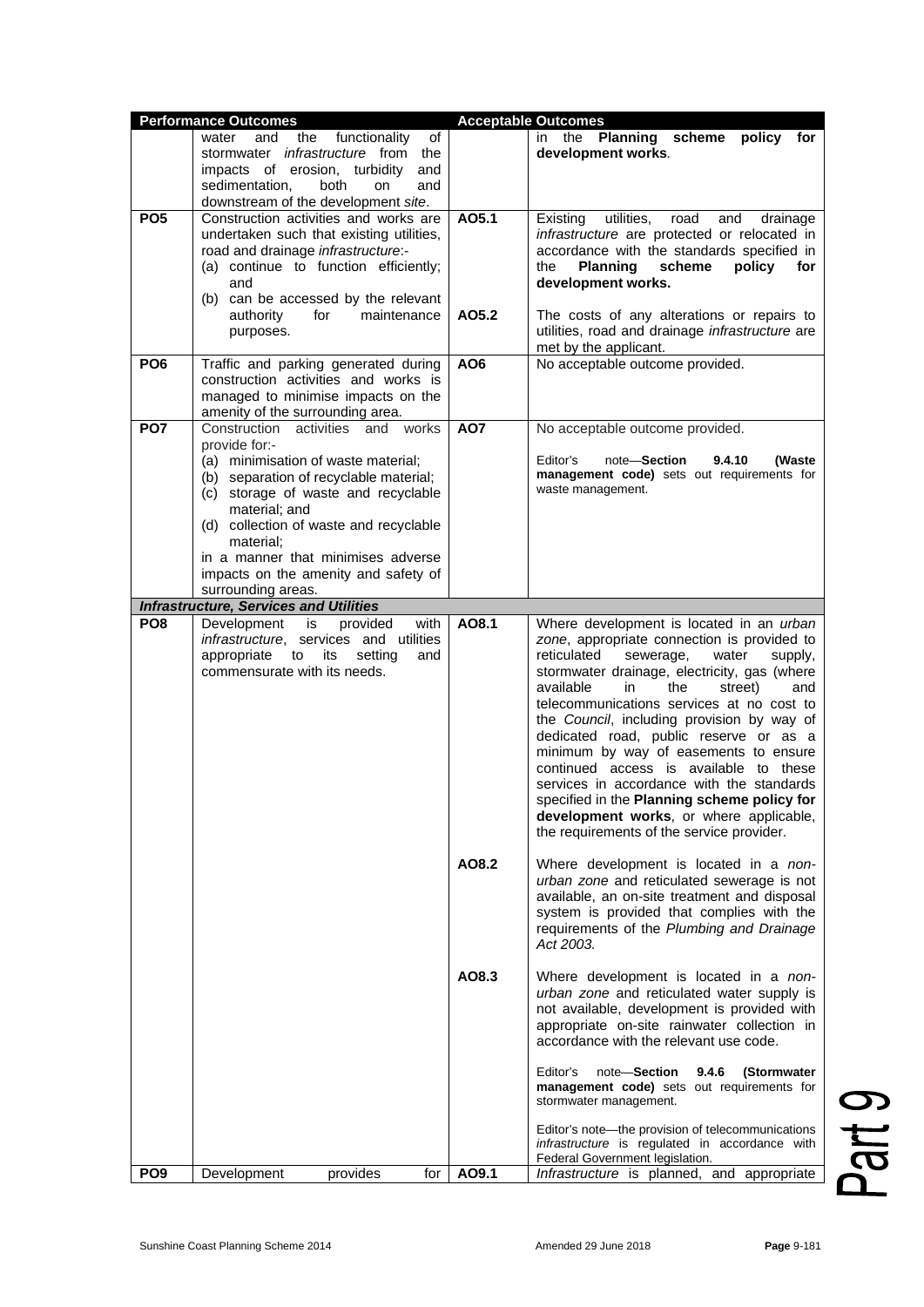| Performance Outcomes | | Acceptable Outcomes | |
|---|---|---|---|
| | water and the functionality of stormwater *infrastructure* from the impacts of erosion, turbidity and sedimentation, both on and downstream of the development *site*. | | in the **Planning scheme policy for development works**. |
| **PO5** | Construction activities and works are undertaken such that existing utilities, road and drainage *infrastructure*:-<br>(a) continue to function efficiently; and<br>(b) can be accessed by the relevant authority for maintenance purposes. | **AO5.1** | Existing utilities, road and drainage *infrastructure* are protected or relocated in accordance with the standards specified in the **Planning scheme policy for development works.** |
| | | **AO5.2** | The costs of any alterations or repairs to utilities, road and drainage *infrastructure* are met by the applicant. |
| **PO6** | Traffic and parking generated during construction activities and works is managed to minimise impacts on the amenity of the surrounding area. | **AO6** | No acceptable outcome provided. |
| **PO7** | Construction activities and works provide for:-<br>(a) minimisation of waste material;<br>(b) separation of recyclable material;<br>(c) storage of waste and recyclable material; and<br>(d) collection of waste and recyclable material;<br>in a manner that minimises adverse impacts on the amenity and safety of surrounding areas. | **AO7** | No acceptable outcome provided.<br><br>Editor's note—**Section 9.4.10 (Waste management code)** sets out requirements for waste management. |
| ***Infrastructure, Services and Utilities*** | | | |
| **PO8** | Development is provided with *infrastructure*, services and utilities appropriate to its setting and commensurate with its needs. | **AO8.1** | Where development is located in an *urban zone*, appropriate connection is provided to reticulated sewerage, water supply, stormwater drainage, electricity, gas (where available in the street) and telecommunications services at no cost to the *Council*, including provision by way of dedicated road, public reserve or as a minimum by way of easements to ensure continued access is available to these services in accordance with the standards specified in the **Planning scheme policy for development works**, or where applicable, the requirements of the service provider. |
| | | **AO8.2** | Where development is located in a *non-urban zone* and reticulated sewerage is not available, an on-site treatment and disposal system is provided that complies with the requirements of the *Plumbing and Drainage Act 2003.* |
| | | **AO8.3** | Where development is located in a *non-urban zone* and reticulated water supply is not available, development is provided with appropriate on-site rainwater collection in accordance with the relevant use code.<br><br>Editor's note—**Section 9.4.6 (Stormwater management code)** sets out requirements for stormwater management.<br><br>Editor's note—the provision of telecommunications *infrastructure* is regulated in accordance with Federal Government legislation. |
| **PO9** | Development provides for | **AO9.1** | *Infrastructure* is planned, and appropriate |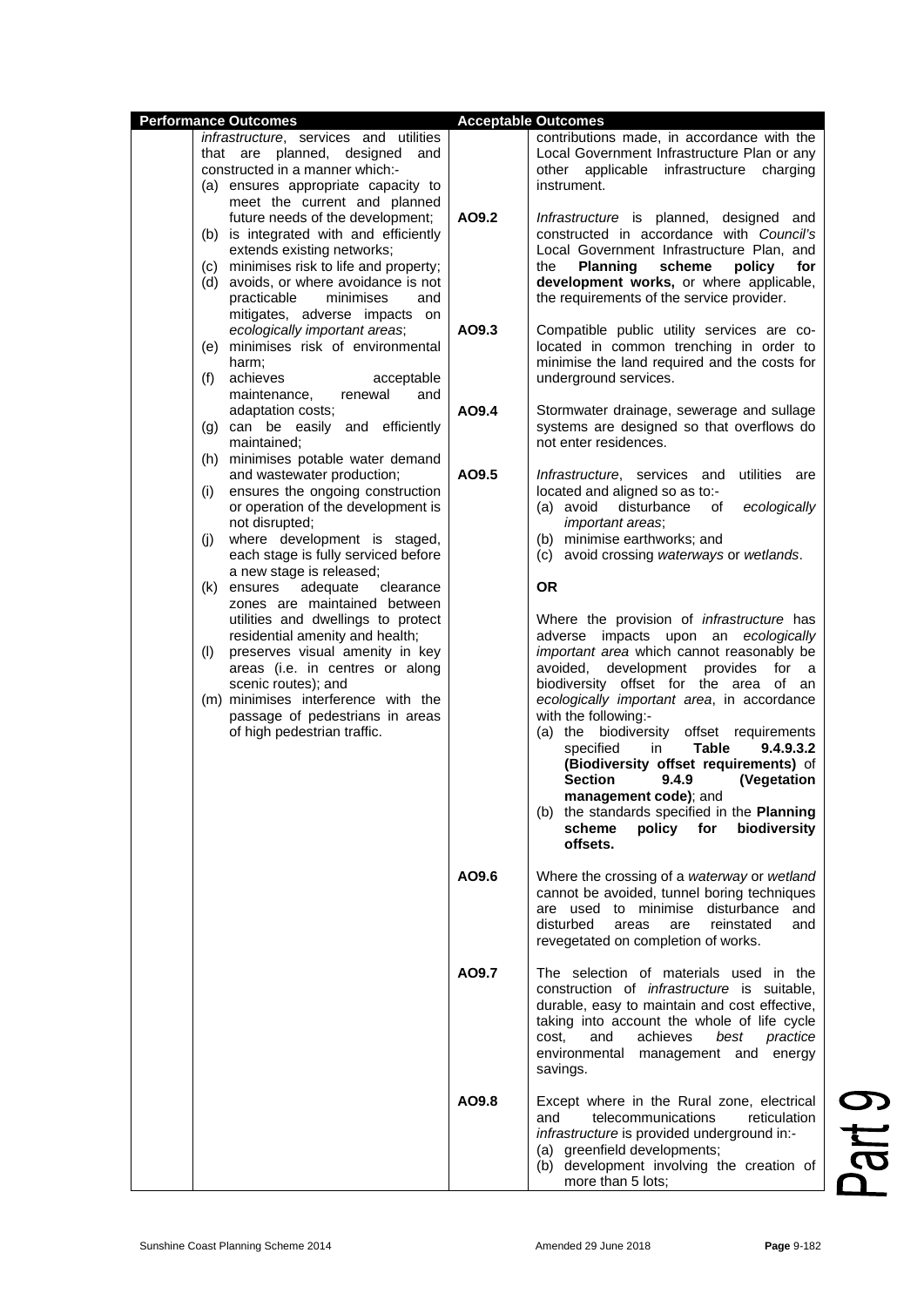| Performance Outcomes | | Acceptable Outcomes | |
|---|---|---|---|
| | *infrastructure*, services and utilities that are planned, designed and constructed in a manner which:-<br>(a) ensures appropriate capacity to meet the current and planned future needs of the development;<br>(b) is integrated with and efficiently extends existing networks;<br>(c) minimises risk to life and property;<br>(d) avoids, or where avoidance is not practicable minimises and mitigates, adverse impacts on *ecologically important areas*;<br>(e) minimises risk of environmental harm;<br>(f) achieves acceptable maintenance, renewal and adaptation costs;<br>(g) can be easily and efficiently maintained;<br>(h) minimises potable water demand and wastewater production;<br>(i) ensures the ongoing construction or operation of the development is not disrupted;<br>(j) where development is staged, each stage is fully serviced before a new stage is released;<br>(k) ensures adequate clearance zones are maintained between utilities and dwellings to protect residential amenity and health;<br>(l) preserves visual amenity in key areas (i.e. in centres or along scenic routes); and<br>(m) minimises interference with the passage of pedestrians in areas of high pedestrian traffic. | | contributions made, in accordance with the Local Government Infrastructure Plan or any other applicable infrastructure charging instrument. |
| | | **AO9.2** | *Infrastructure* is planned, designed and constructed in accordance with *Council's* Local Government Infrastructure Plan, and the **Planning scheme policy for development works,** or where applicable, the requirements of the service provider. |
| | | **AO9.3** | Compatible public utility services are co-located in common trenching in order to minimise the land required and the costs for underground services. |
| | | **AO9.4** | Stormwater drainage, sewerage and sullage systems are designed so that overflows do not enter residences. |
| | | **AO9.5** | *Infrastructure*, services and utilities are located and aligned so as to:-<br>(a) avoid disturbance of *ecologically important areas*;<br>(b) minimise earthworks; and<br>(c) avoid crossing *waterways* or *wetlands*.<br><br>**OR**<br><br>Where the provision of *infrastructure* has adverse impacts upon an *ecologically important area* which cannot reasonably be avoided, development provides for a biodiversity offset for the area of an *ecologically important area*, in accordance with the following:-<br>(a) the biodiversity offset requirements specified in **Table 9.4.9.3.2 (Biodiversity offset requirements)** of **Section 9.4.9 (Vegetation management code)**; and<br>(b) the standards specified in the **Planning scheme policy for biodiversity offsets.** |
| | | **AO9.6** | Where the crossing of a *waterway* or *wetland* cannot be avoided, tunnel boring techniques are used to minimise disturbance and disturbed areas are reinstated and revegetated on completion of works. |
| | | **AO9.7** | The selection of materials used in the construction of *infrastructure* is suitable, durable, easy to maintain and cost effective, taking into account the whole of life cycle cost, and achieves *best practice* environmental management and energy savings. |
| | | **AO9.8** | Except where in the Rural zone, electrical and telecommunications reticulation *infrastructure* is provided underground in:-<br>(a) greenfield developments;<br>(b) development involving the creation of more than 5 lots; |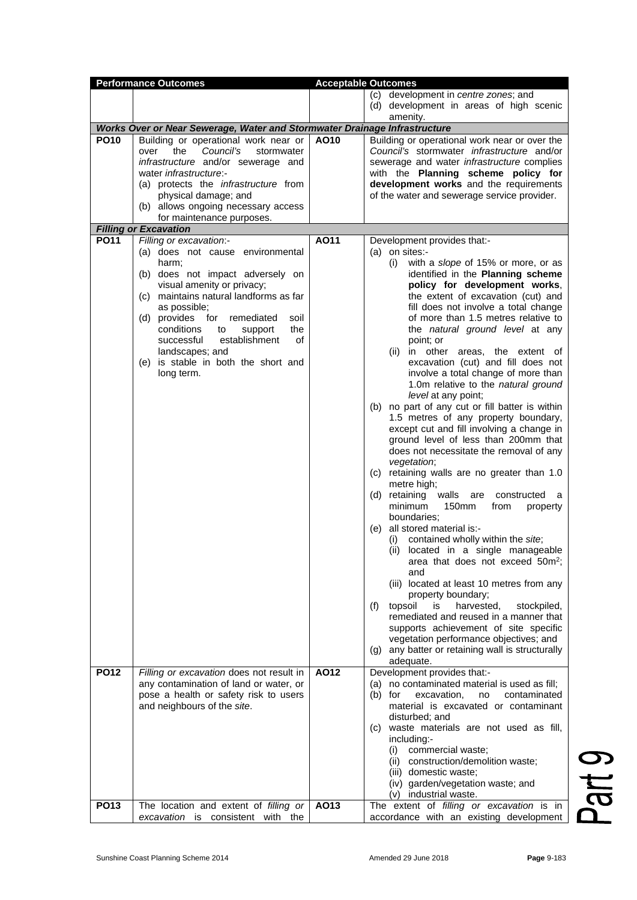| Performance Outcomes | | Acceptable Outcomes | |
|---|---|---|---|
| | | | (c) development in *centre zones*; and<br>(d) development in areas of high scenic amenity. |
| ***Works Over or Near Sewerage, Water and Stormwater Drainage Infrastructure*** | | | |
| **PO10** | Building or operational work near or over the *Council's* stormwater *infrastructure* and/or sewerage and water *infrastructure*:-<br>(a) protects the *infrastructure* from physical damage; and<br>(b) allows ongoing necessary access for maintenance purposes. | **AO10** | Building or operational work near or over the *Council's* stormwater *infrastructure* and/or sewerage and water *infrastructure* complies with the **Planning scheme policy for development works** and the requirements of the water and sewerage service provider. |
| ***Filling or Excavation*** | | | |
| **PO11** | *Filling or excavation*:-<br>(a) does not cause environmental harm;<br>(b) does not impact adversely on visual amenity or privacy;<br>(c) maintains natural landforms as far as possible;<br>(d) provides for remediated soil conditions to support the successful establishment of landscapes; and<br>(e) is stable in both the short and long term. | **AO11** | Development provides that:-<br>(a) on sites:-<br>(i) with a *slope* of 15% or more, or as identified in the **Planning scheme policy for development works**, the extent of excavation (cut) and fill does not involve a total change of more than 1.5 metres relative to the *natural ground level* at any point; or<br>(ii) in other areas, the extent of excavation (cut) and fill does not involve a total change of more than 1.0m relative to the *natural ground level* at any point;<br>(b) no part of any cut or fill batter is within 1.5 metres of any property boundary, except cut and fill involving a change in ground level of less than 200mm that does not necessitate the removal of any *vegetation*;<br>(c) retaining walls are no greater than 1.0 metre high;<br>(d) retaining walls are constructed a minimum 150mm from property boundaries;<br>(e) all stored material is:-<br>(i) contained wholly within the *site*;<br>(ii) located in a single manageable area that does not exceed 50m$^2$; and<br>(iii) located at least 10 metres from any property boundary;<br>(f) topsoil is harvested, stockpiled, remediated and reused in a manner that supports achievement of site specific vegetation performance objectives; and<br>(g) any batter or retaining wall is structurally adequate. |
| **PO12** | *Filling or excavation* does not result in any contamination of land or water, or pose a health or safety risk to users and neighbours of the *site*. | **AO12** | Development provides that:-<br>(a) no contaminated material is used as fill;<br>(b) for excavation, no contaminated material is excavated or contaminant disturbed; and<br>(c) waste materials are not used as fill, including:-<br>(i) commercial waste;<br>(ii) construction/demolition waste;<br>(iii) domestic waste;<br>(iv) garden/vegetation waste; and<br>(v) industrial waste. |
| **PO13** | The location and extent of *filling or excavation* is consistent with the | **AO13** | The extent of *filling or excavation* is in accordance with an existing development |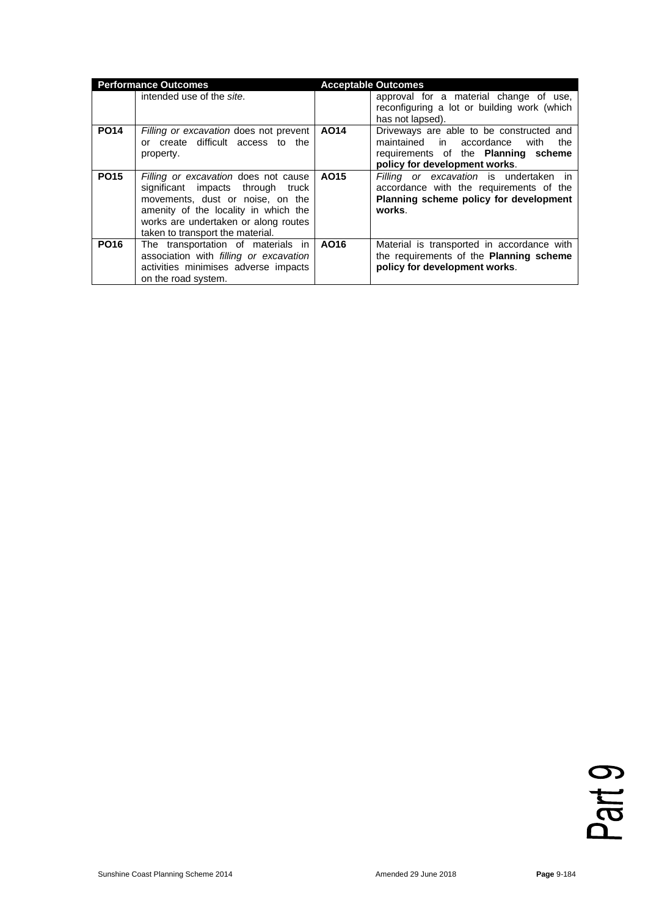| Performance Outcomes | | Acceptable Outcomes | |
|---|---|---|---|
| | intended use of the *site*. | | approval for a material change of use, reconfiguring a lot or building work (which has not lapsed). |
| **PO14** | *Filling or excavation* does not prevent or create difficult access to the property. | **AO14** | Driveways are able to be constructed and maintained in accordance with the requirements of the **Planning scheme policy for development works**. |
| **PO15** | *Filling or excavation* does not cause significant impacts through truck movements, dust or noise, on the amenity of the locality in which the works are undertaken or along routes taken to transport the material. | **AO15** | *Filling or excavation* is undertaken in accordance with the requirements of the **Planning scheme policy for development works**. |
| **PO16** | The transportation of materials in association with *filling or excavation* activities minimises adverse impacts on the road system. | **AO16** | Material is transported in accordance with the requirements of the **Planning scheme policy for development works**. |